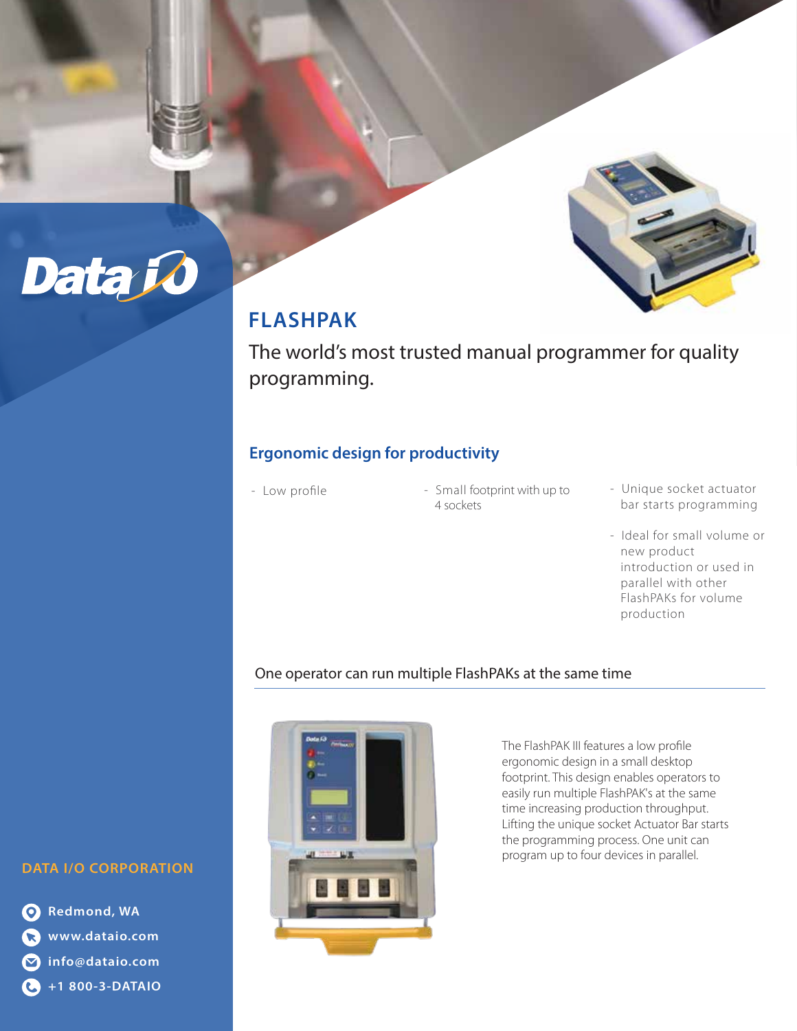# FLASHPAK

The world's most trusted manual programmer for quality programming.

## Ergonomic design for productivity

- Low profile
- Small footprint with up to 4 sockets
- Unique socket actuator bar starts programming
- Ideal for small volume or new product introduction or used in parallel with other FlashPAKs for volume production

### One operator can run multiple FlashPAKs at the same time

The FlashPAK III features a low profile ergonomic design in a small desktop footprint. This design enables operators to easily run multiple FlashPAK's at the same time increasing production throughput. Lifting the unique socket Actuator Bar starts the programming process. One unit can program up to four devices in parallel.

**DATA I/O CORPORATION**

- Redmond, WA
- www.dataio.com
- info@dataio.com
- +1 800-3-DATAIO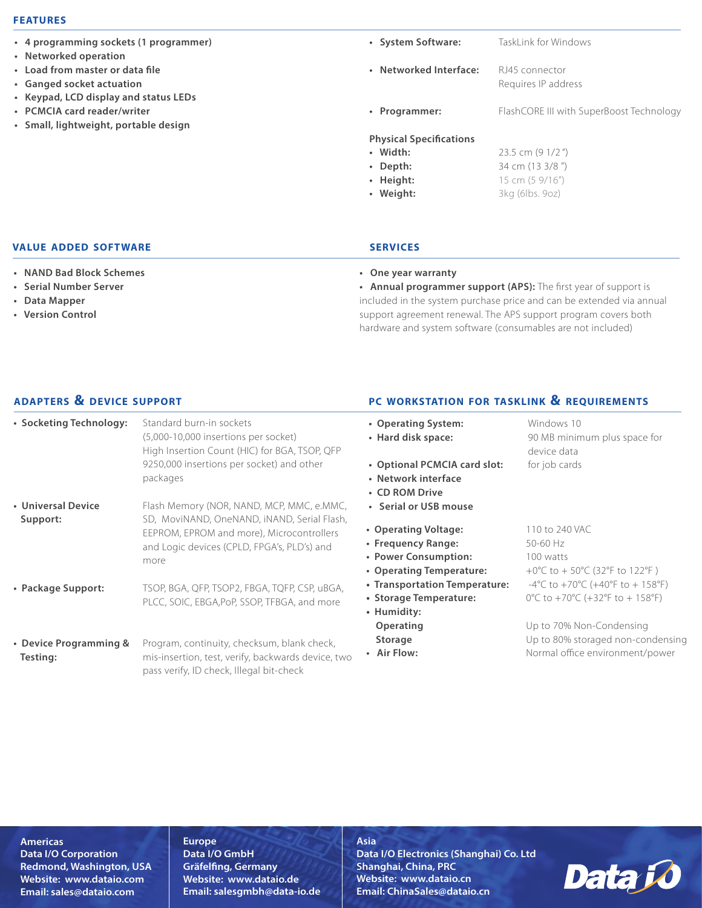## FEATURES

- 4 programming sockets (1 programmer)
- Networked operation
- Load from master or data file
- Ganged socket actuation
- Keypad, LCD display and status LEDs
- PCMCIA card reader/writer
- Small, lightweight, portable design

| | |
|---|---|
| • **System Software:** | TaskLink for Windows |
| • **Networked Interface:** | RJ45 connector<br>Requires IP address |
| • **Programmer:** | FlashCORE III with SuperBoost Technology |

**Physical Specifications**

| | |
|---|---|
| • **Width:** | 23.5 cm (9 1/2 ") |
| • **Depth:** | 34 cm (13 3/8 ") |
| • **Height:** | 15 cm (5 9/16") |
| • **Weight:** | 3kg (6lbs. 9oz) |

## VALUE ADDED SOFTWARE

- NAND Bad Block Schemes
- Serial Number Server
- Data Mapper
- Version Control

## SERVICES

- **One year warranty**
- **Annual programmer support (APS):** The first year of support is included in the system purchase price and can be extended via annual support agreement renewal. The APS support program covers both hardware and system software (consumables are not included)

## ADAPTERS & DEVICE SUPPORT

| | |
|---|---|
| • **Socketing Technology:** | Standard burn-in sockets (5,000-10,000 insertions per socket) High Insertion Count (HIC) for BGA, TSOP, QFP 9250,000 insertions per socket) and other packages |
| • **Universal Device Support:** | Flash Memory (NOR, NAND, MCP, MMC, e.MMC, SD, MoviNAND, OneNAND, iNAND, Serial Flash, EEPROM, EPROM and more), Microcontrollers and Logic devices (CPLD, FPGA's, PLD's) and more |
| • **Package Support:** | TSOP, BGA, QFP, TSOP2, FBGA, TQFP, CSP, uBGA, PLCC, SOIC, EBGA,PoP, SSOP, TFBGA, and more |
| • **Device Programming & Testing:** | Program, continuity, checksum, blank check, mis-insertion, test, verify, backwards device, two pass verify, ID check, Illegal bit-check |

## PC WORKSTATION FOR TASKLINK & REQUIREMENTS

| | |
|---|---|
| • **Operating System:** | Windows 10 |
| • **Hard disk space:** | 90 MB minimum plus space for device data |
| • **Optional PCMCIA card slot:** | for job cards |
| • **Network interface** | |
| • **CD ROM Drive** | |
| • **Serial or USB mouse** | |
| • **Operating Voltage:** | 110 to 240 VAC |
| • **Frequency Range:** | 50-60 Hz |
| • **Power Consumption:** | 100 watts |
| • **Operating Temperature:** | +0°C to + 50°C (32°F to 122°F ) |
| • **Transportation Temperature:** | -4°C to +70°C (+40°F to + 158°F) |
| • **Storage Temperature:** | 0°C to +70°C (+32°F to + 158°F) |
| • **Humidity:** | |
| **Operating** | Up to 70% Non-Condensing |
| **Storage** | Up to 80% storaged non-condensing |
| • **Air Flow:** | Normal office environment/power |

**Americas**
**Data I/O Corporation**
**Redmond, Washington, USA**
**Website: www.dataio.com**
**Email: sales@dataio.com**

**Europe**
**Data I/O GmbH**
**Gräfelfing, Germany**
**Website: www.dataio.de**
**Email: salesgmbh@data-io.de**

**Asia**
**Data I/O Electronics (Shanghai) Co. Ltd**
**Shanghai, China, PRC**
**Website: www.dataio.cn**
**Email: ChinaSales@dataio.cn**

Data I/O